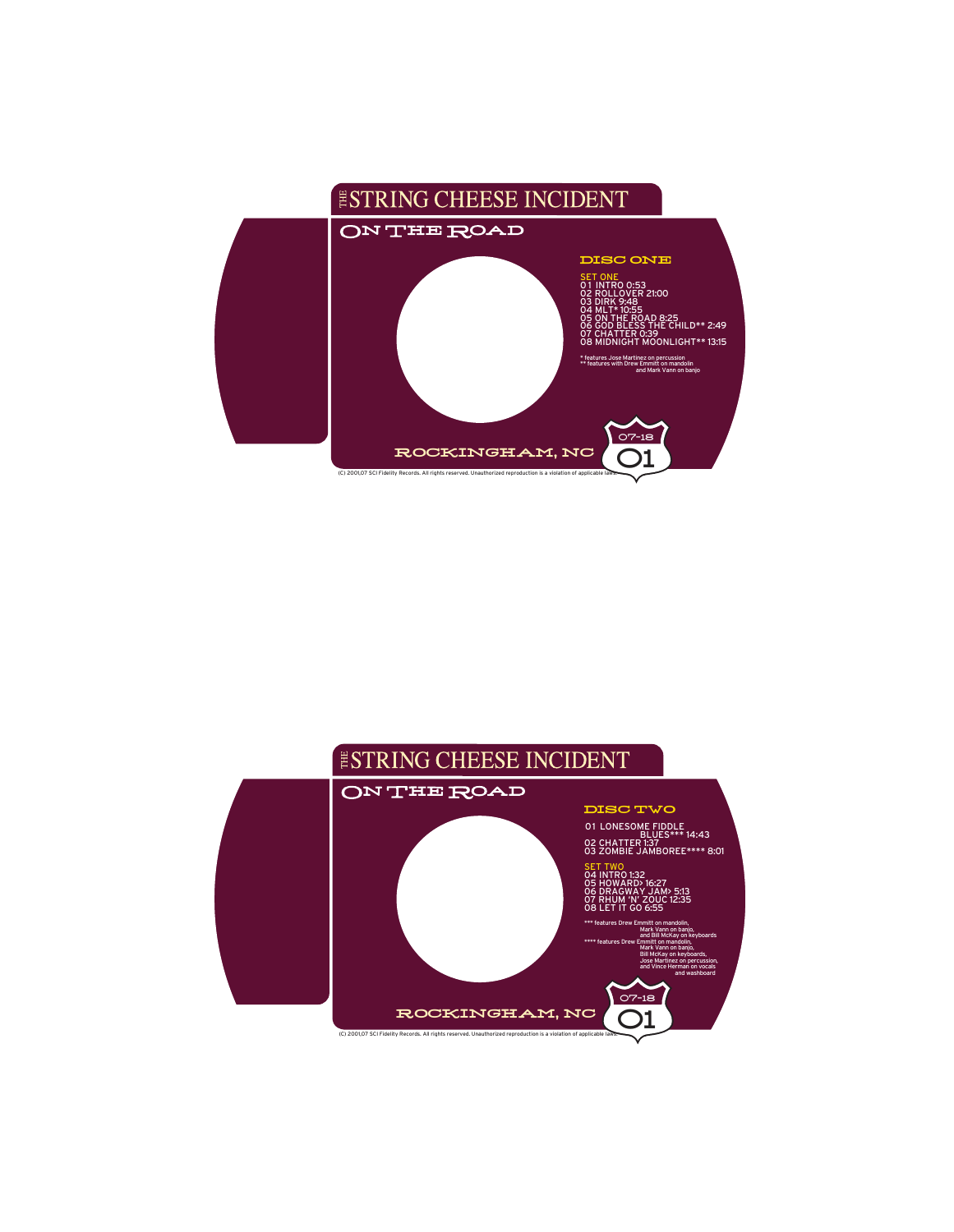# THE STRING CHEESE INCIDENT

## ON THE ROAD

### DISC ONE

SET ONE
01 INTRO 0:53
02 ROLLOVER 21:00
03 DIRK 9:48
04 MLT* 10:55
05 ON THE ROAD 8:25
06 GOD BLESS THE CHILD** 2:49
07 CHATTER 0:39
08 MIDNIGHT MOONLIGHT** 13:15

* features Jose Martinez on percussion
** features with Drew Emmitt on mandolin and Mark Vann on banjo

07-18
01

ROCKINGHAM, NC

(C) 2001,07 SCI Fidelity Records. All rights reserved. Unauthorized reproduction is a violation of applicable laws.

# THE STRING CHEESE INCIDENT

## ON THE ROAD

### DISC TWO

01 LONESOME FIDDLE BLUES*** 14:43
02 CHATTER 1:37
03 ZOMBIE JAMBOREE**** 8:01

SET TWO
04 INTRO 1:32
05 HOWARD> 16:27
06 DRAGWAY JAM> 5:13
07 RHUM 'N' ZOUC 12:35
08 LET IT GO 6:55

*** features Drew Emmitt on mandolin, Mark Vann on banjo, and Bill McKay on keyboards
**** features Drew Emmitt on mandolin, Mark Vann on banjo, Bill McKay on keyboards, Jose Martinez on percussion, and Vince Herman on vocals and washboard

07-18
01

ROCKINGHAM, NC

(C) 2001,07 SCI Fidelity Records. All rights reserved. Unauthorized reproduction is a violation of applicable laws.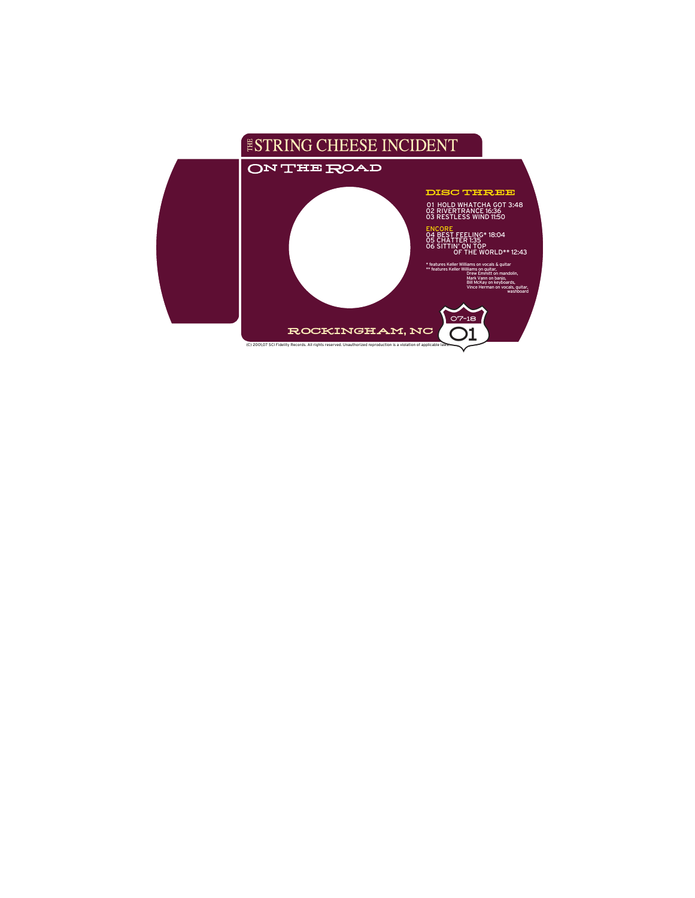# THE STRING CHEESE INCIDENT

## ON THE ROAD

### DISC THREE

01 HOLD WHATCHA GOT 3:48
02 RIVERTRANCE 16:36
03 RESTLESS WIND 11:50

ENCORE
04 BEST FEELING* 18:04
05 CHATTER 1:35
06 SITTIN' ON TOP OF THE WORLD** 12:43

* features Keller Williams on vocals & guitar
** features Keller Williams on guitar, Drew Emmitt on mandolin, Mark Vann on banjo, Bill McKay on keyboards, Vince Herman on vocals, guitar, washboard

07-18
01

ROCKINGHAM, NC

(C) 2001,07 SCI Fidelity Records. All rights reserved. Unauthorized reproduction is a violation of applicable laws.